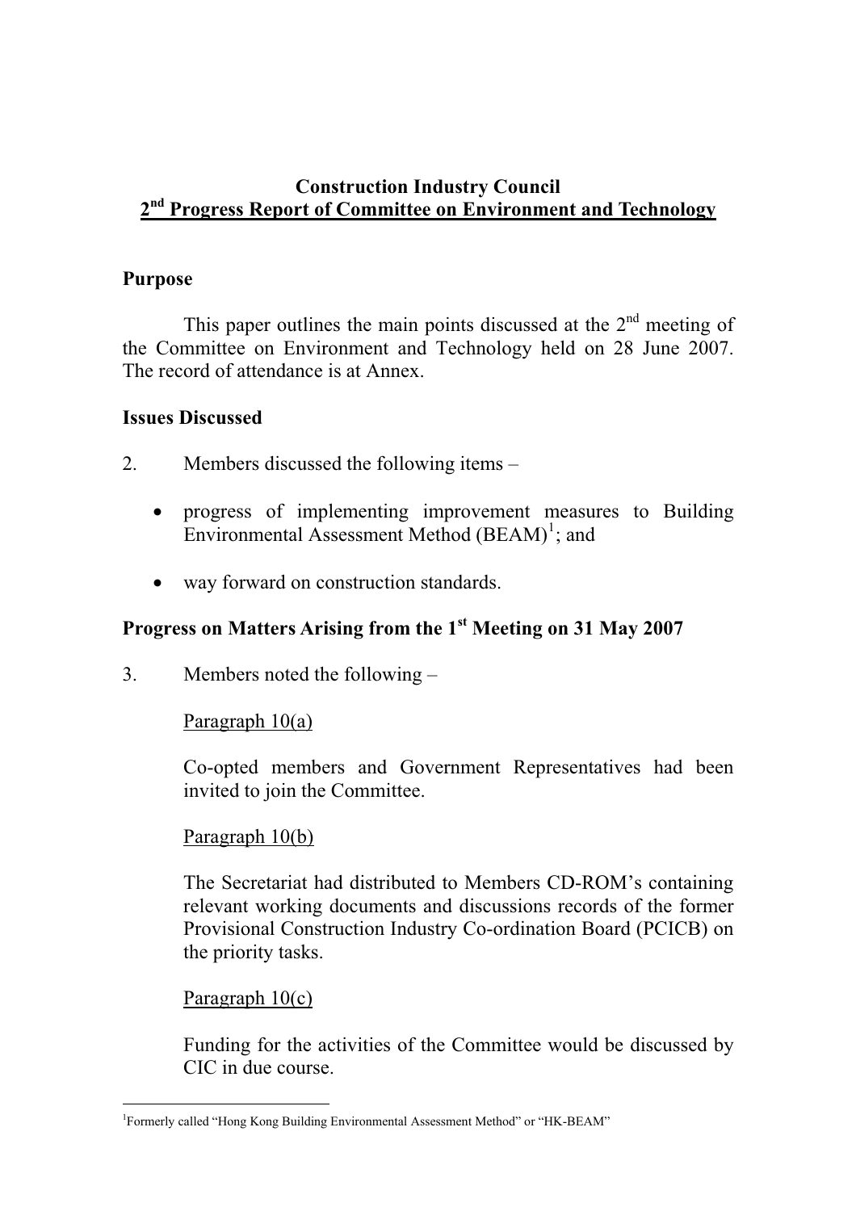# Construction Industry Council
## 2nd Progress Report of Committee on Environment and Technology

### Purpose

This paper outlines the main points discussed at the 2nd meeting of the Committee on Environment and Technology held on 28 June 2007. The record of attendance is at Annex.

### Issues Discussed

2. Members discussed the following items –

- progress of implementing improvement measures to Building Environmental Assessment Method (BEAM)[1]; and
- way forward on construction standards.

### Progress on Matters Arising from the 1st Meeting on 31 May 2007

3. Members noted the following –

Paragraph 10(a)

Co-opted members and Government Representatives had been invited to join the Committee.

Paragraph 10(b)

The Secretariat had distributed to Members CD-ROM's containing relevant working documents and discussions records of the former Provisional Construction Industry Co-ordination Board (PCICB) on the priority tasks.

Paragraph 10(c)

Funding for the activities of the Committee would be discussed by CIC in due course.

---

[1] Formerly called "Hong Kong Building Environmental Assessment Method" or "HK-BEAM"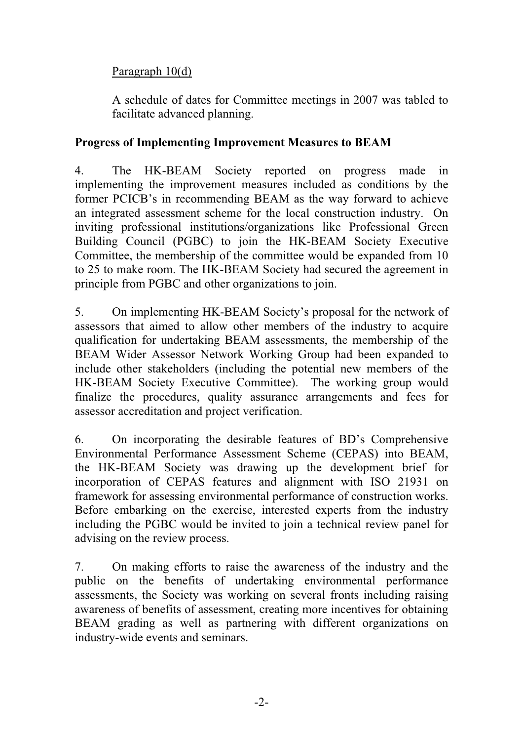Paragraph 10(d)

A schedule of dates for Committee meetings in 2007 was tabled to facilitate advanced planning.

**Progress of Implementing Improvement Measures to BEAM**

4. The HK-BEAM Society reported on progress made in implementing the improvement measures included as conditions by the former PCICB's in recommending BEAM as the way forward to achieve an integrated assessment scheme for the local construction industry. On inviting professional institutions/organizations like Professional Green Building Council (PGBC) to join the HK-BEAM Society Executive Committee, the membership of the committee would be expanded from 10 to 25 to make room. The HK-BEAM Society had secured the agreement in principle from PGBC and other organizations to join.

5. On implementing HK-BEAM Society's proposal for the network of assessors that aimed to allow other members of the industry to acquire qualification for undertaking BEAM assessments, the membership of the BEAM Wider Assessor Network Working Group had been expanded to include other stakeholders (including the potential new members of the HK-BEAM Society Executive Committee). The working group would finalize the procedures, quality assurance arrangements and fees for assessor accreditation and project verification.

6. On incorporating the desirable features of BD's Comprehensive Environmental Performance Assessment Scheme (CEPAS) into BEAM, the HK-BEAM Society was drawing up the development brief for incorporation of CEPAS features and alignment with ISO 21931 on framework for assessing environmental performance of construction works. Before embarking on the exercise, interested experts from the industry including the PGBC would be invited to join a technical review panel for advising on the review process.

7. On making efforts to raise the awareness of the industry and the public on the benefits of undertaking environmental performance assessments, the Society was working on several fronts including raising awareness of benefits of assessment, creating more incentives for obtaining BEAM grading as well as partnering with different organizations on industry-wide events and seminars.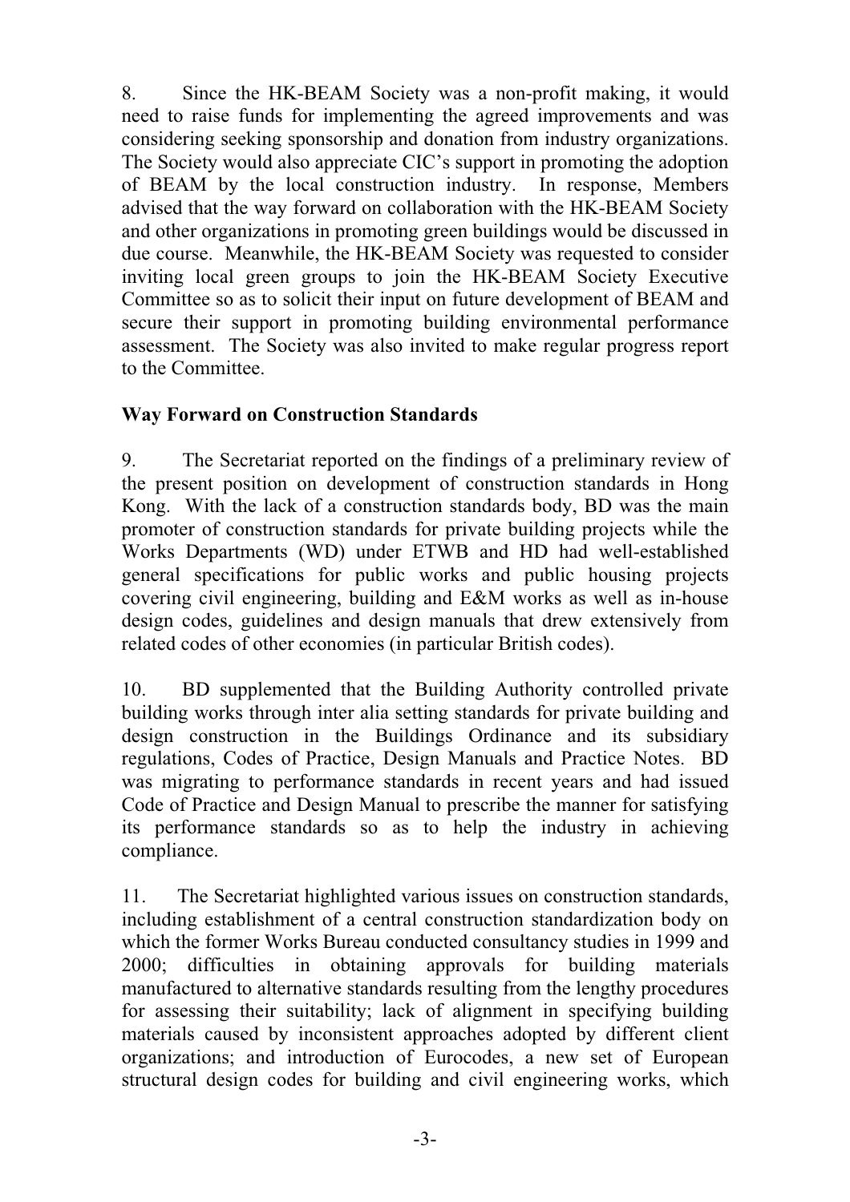8. Since the HK-BEAM Society was a non-profit making, it would need to raise funds for implementing the agreed improvements and was considering seeking sponsorship and donation from industry organizations. The Society would also appreciate CIC's support in promoting the adoption of BEAM by the local construction industry. In response, Members advised that the way forward on collaboration with the HK-BEAM Society and other organizations in promoting green buildings would be discussed in due course. Meanwhile, the HK-BEAM Society was requested to consider inviting local green groups to join the HK-BEAM Society Executive Committee so as to solicit their input on future development of BEAM and secure their support in promoting building environmental performance assessment. The Society was also invited to make regular progress report to the Committee.

**Way Forward on Construction Standards**

9. The Secretariat reported on the findings of a preliminary review of the present position on development of construction standards in Hong Kong. With the lack of a construction standards body, BD was the main promoter of construction standards for private building projects while the Works Departments (WD) under ETWB and HD had well-established general specifications for public works and public housing projects covering civil engineering, building and E&M works as well as in-house design codes, guidelines and design manuals that drew extensively from related codes of other economies (in particular British codes).

10. BD supplemented that the Building Authority controlled private building works through inter alia setting standards for private building and design construction in the Buildings Ordinance and its subsidiary regulations, Codes of Practice, Design Manuals and Practice Notes. BD was migrating to performance standards in recent years and had issued Code of Practice and Design Manual to prescribe the manner for satisfying its performance standards so as to help the industry in achieving compliance.

11. The Secretariat highlighted various issues on construction standards, including establishment of a central construction standardization body on which the former Works Bureau conducted consultancy studies in 1999 and 2000; difficulties in obtaining approvals for building materials manufactured to alternative standards resulting from the lengthy procedures for assessing their suitability; lack of alignment in specifying building materials caused by inconsistent approaches adopted by different client organizations; and introduction of Eurocodes, a new set of European structural design codes for building and civil engineering works, which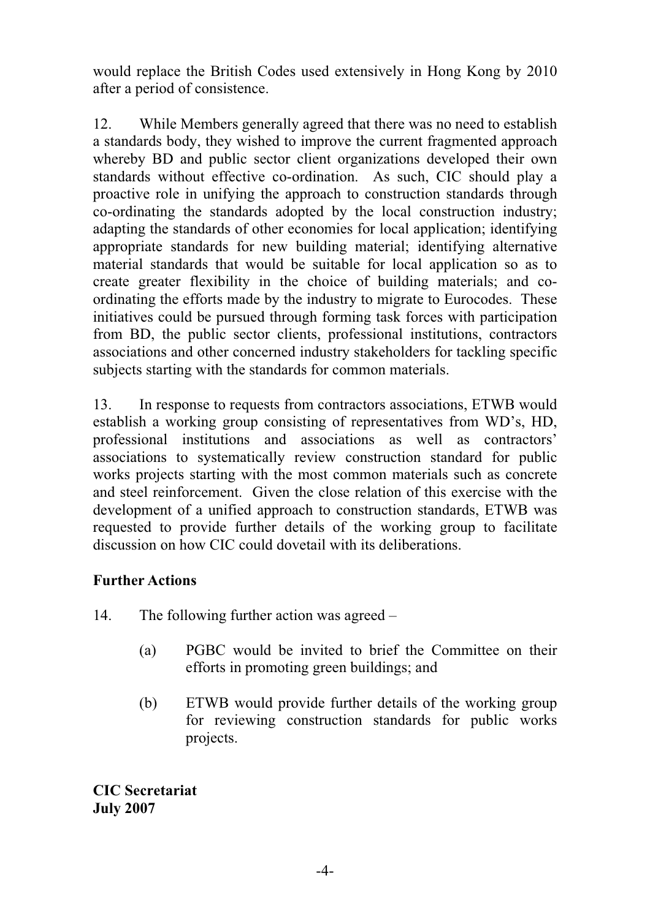would replace the British Codes used extensively in Hong Kong by 2010 after a period of consistence.

12. While Members generally agreed that there was no need to establish a standards body, they wished to improve the current fragmented approach whereby BD and public sector client organizations developed their own standards without effective co-ordination. As such, CIC should play a proactive role in unifying the approach to construction standards through co-ordinating the standards adopted by the local construction industry; adapting the standards of other economies for local application; identifying appropriate standards for new building material; identifying alternative material standards that would be suitable for local application so as to create greater flexibility in the choice of building materials; and co-ordinating the efforts made by the industry to migrate to Eurocodes. These initiatives could be pursued through forming task forces with participation from BD, the public sector clients, professional institutions, contractors associations and other concerned industry stakeholders for tackling specific subjects starting with the standards for common materials.

13. In response to requests from contractors associations, ETWB would establish a working group consisting of representatives from WD's, HD, professional institutions and associations as well as contractors' associations to systematically review construction standard for public works projects starting with the most common materials such as concrete and steel reinforcement. Given the close relation of this exercise with the development of a unified approach to construction standards, ETWB was requested to provide further details of the working group to facilitate discussion on how CIC could dovetail with its deliberations.

**Further Actions**

14. The following further action was agreed –

(a) PGBC would be invited to brief the Committee on their efforts in promoting green buildings; and

(b) ETWB would provide further details of the working group for reviewing construction standards for public works projects.

**CIC Secretariat**
**July 2007**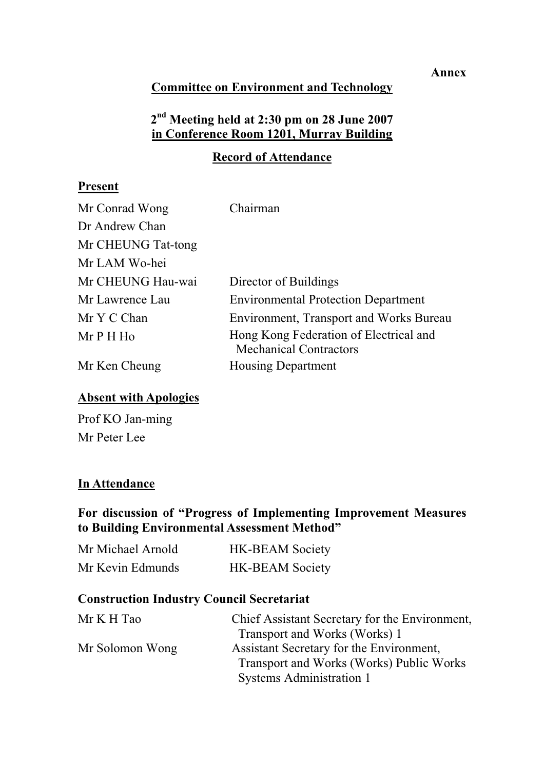**Annex**

## Committee on Environment and Technology

## 2nd Meeting held at 2:30 pm on 28 June 2007 in Conference Room 1201, Murray Building

## Record of Attendance

### Present

| | |
|---|---|
| Mr Conrad Wong | Chairman |
| Dr Andrew Chan | |
| Mr CHEUNG Tat-tong | |
| Mr LAM Wo-hei | |
| Mr CHEUNG Hau-wai | Director of Buildings |
| Mr Lawrence Lau | Environmental Protection Department |
| Mr Y C Chan | Environment, Transport and Works Bureau |
| Mr P H Ho | Hong Kong Federation of Electrical and Mechanical Contractors |
| Mr Ken Cheung | Housing Department |

### Absent with Apologies

Prof KO Jan-ming
Mr Peter Lee

### In Attendance

**For discussion of "Progress of Implementing Improvement Measures to Building Environmental Assessment Method"**

| | |
|---|---|
| Mr Michael Arnold | HK-BEAM Society |
| Mr Kevin Edmunds | HK-BEAM Society |

**Construction Industry Council Secretariat**

| | |
|---|---|
| Mr K H Tao | Chief Assistant Secretary for the Environment, Transport and Works (Works) 1 |
| Mr Solomon Wong | Assistant Secretary for the Environment, Transport and Works (Works) Public Works Systems Administration 1 |